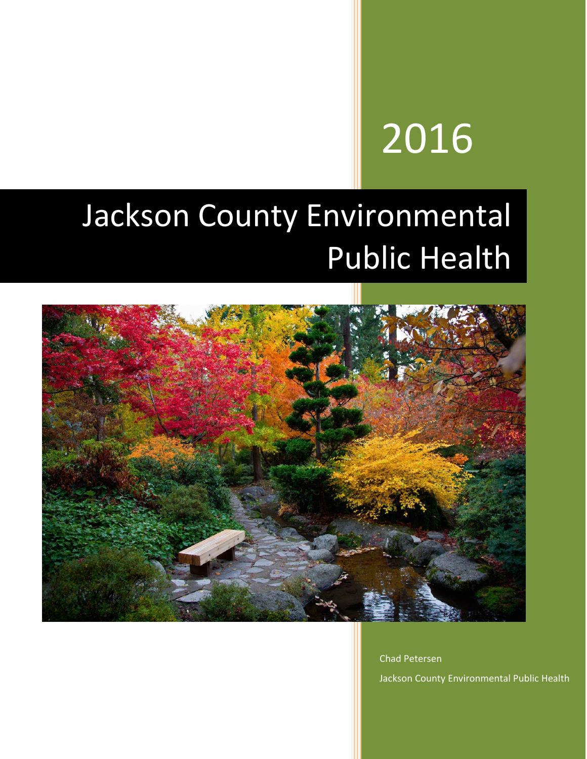2016

# Jackson County Environmental Public Health

Chad Petersen

Jackson County Environmental Public Health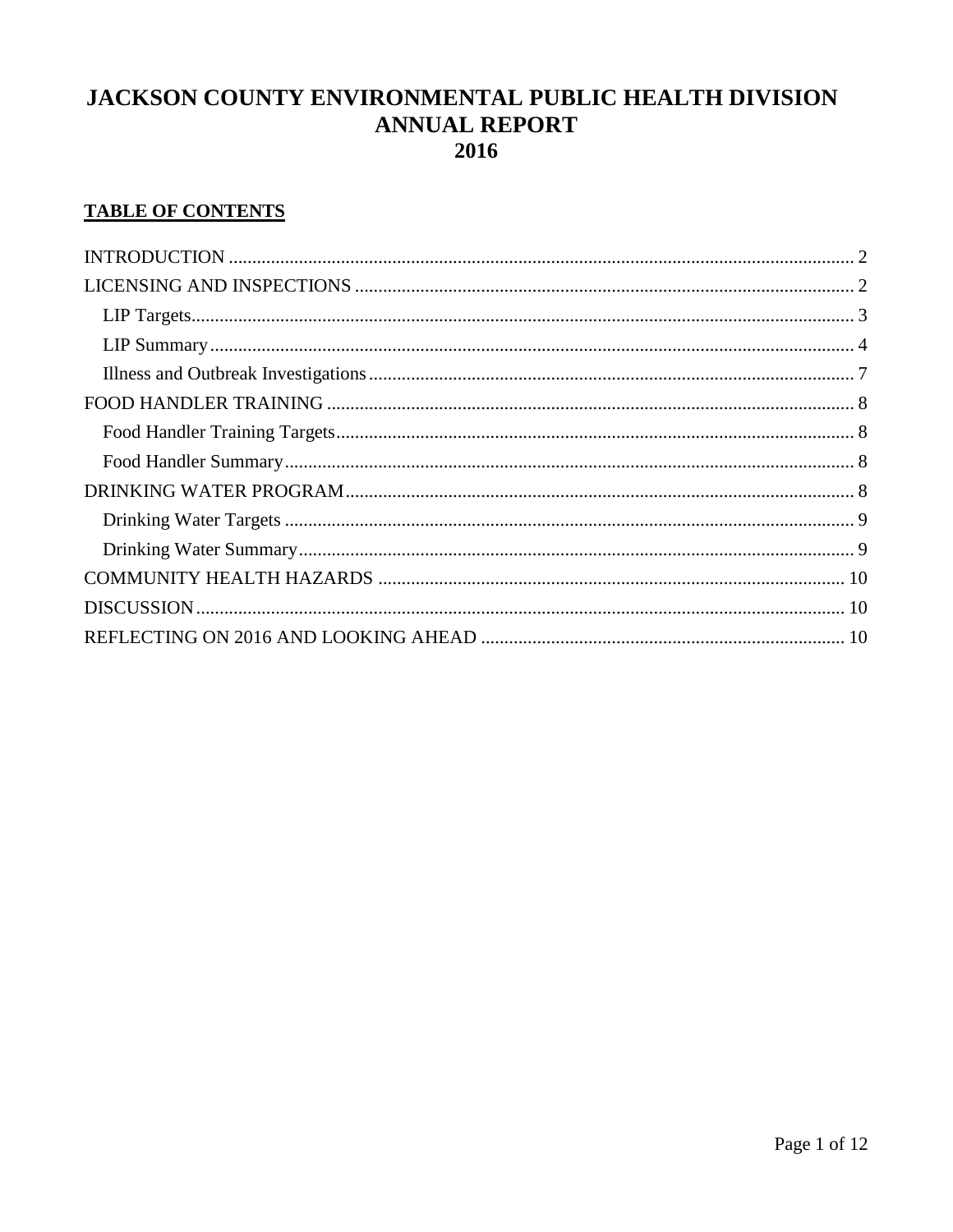# JACKSON COUNTY ENVIRONMENTAL PUBLIC HEALTH DIVISION ANNUAL REPORT 2016

## TABLE OF CONTENTS

INTRODUCTION .......... 2
LICENSING AND INSPECTIONS .......... 2
- LIP Targets .......... 3
- LIP Summary .......... 4
- Illness and Outbreak Investigations .......... 7

FOOD HANDLER TRAINING .......... 8
- Food Handler Training Targets .......... 8
- Food Handler Summary .......... 8

DRINKING WATER PROGRAM .......... 8
- Drinking Water Targets .......... 9
- Drinking Water Summary .......... 9

COMMUNITY HEALTH HAZARDS .......... 10
DISCUSSION .......... 10
REFLECTING ON 2016 AND LOOKING AHEAD .......... 10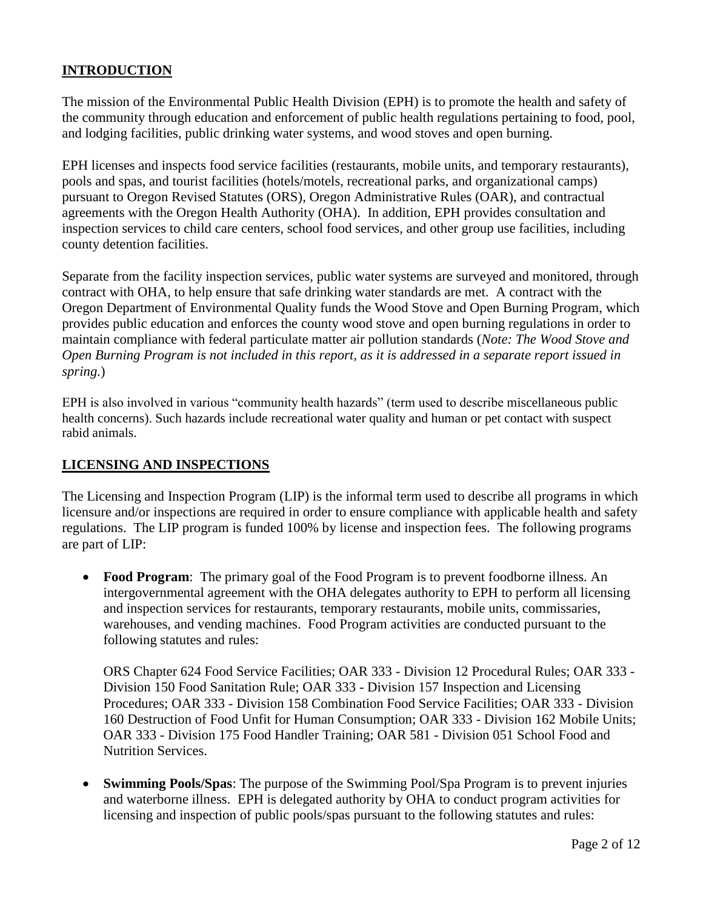## INTRODUCTION

The mission of the Environmental Public Health Division (EPH) is to promote the health and safety of the community through education and enforcement of public health regulations pertaining to food, pool, and lodging facilities, public drinking water systems, and wood stoves and open burning.

EPH licenses and inspects food service facilities (restaurants, mobile units, and temporary restaurants), pools and spas, and tourist facilities (hotels/motels, recreational parks, and organizational camps) pursuant to Oregon Revised Statutes (ORS), Oregon Administrative Rules (OAR), and contractual agreements with the Oregon Health Authority (OHA). In addition, EPH provides consultation and inspection services to child care centers, school food services, and other group use facilities, including county detention facilities.

Separate from the facility inspection services, public water systems are surveyed and monitored, through contract with OHA, to help ensure that safe drinking water standards are met. A contract with the Oregon Department of Environmental Quality funds the Wood Stove and Open Burning Program, which provides public education and enforces the county wood stove and open burning regulations in order to maintain compliance with federal particulate matter air pollution standards (*Note: The Wood Stove and Open Burning Program is not included in this report, as it is addressed in a separate report issued in spring.*)

EPH is also involved in various "community health hazards" (term used to describe miscellaneous public health concerns). Such hazards include recreational water quality and human or pet contact with suspect rabid animals.

## LICENSING AND INSPECTIONS

The Licensing and Inspection Program (LIP) is the informal term used to describe all programs in which licensure and/or inspections are required in order to ensure compliance with applicable health and safety regulations. The LIP program is funded 100% by license and inspection fees. The following programs are part of LIP:

- **Food Program**: The primary goal of the Food Program is to prevent foodborne illness. An intergovernmental agreement with the OHA delegates authority to EPH to perform all licensing and inspection services for restaurants, temporary restaurants, mobile units, commissaries, warehouses, and vending machines. Food Program activities are conducted pursuant to the following statutes and rules:

  ORS Chapter 624 Food Service Facilities; OAR 333 - Division 12 Procedural Rules; OAR 333 - Division 150 Food Sanitation Rule; OAR 333 - Division 157 Inspection and Licensing Procedures; OAR 333 - Division 158 Combination Food Service Facilities; OAR 333 - Division 160 Destruction of Food Unfit for Human Consumption; OAR 333 - Division 162 Mobile Units; OAR 333 - Division 175 Food Handler Training; OAR 581 - Division 051 School Food and Nutrition Services.

- **Swimming Pools/Spas**: The purpose of the Swimming Pool/Spa Program is to prevent injuries and waterborne illness. EPH is delegated authority by OHA to conduct program activities for licensing and inspection of public pools/spas pursuant to the following statutes and rules: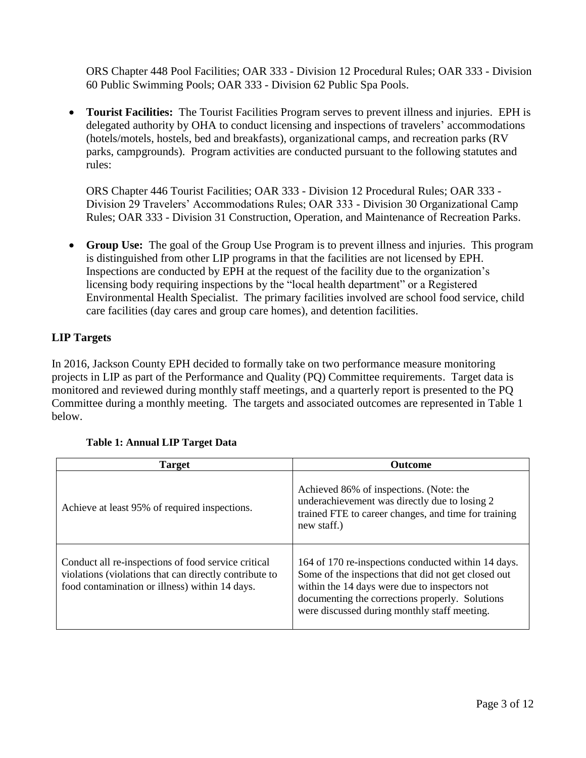ORS Chapter 448 Pool Facilities; OAR 333 - Division 12 Procedural Rules; OAR 333 - Division 60 Public Swimming Pools; OAR 333 - Division 62 Public Spa Pools.

- **Tourist Facilities:** The Tourist Facilities Program serves to prevent illness and injuries. EPH is delegated authority by OHA to conduct licensing and inspections of travelers' accommodations (hotels/motels, hostels, bed and breakfasts), organizational camps, and recreation parks (RV parks, campgrounds). Program activities are conducted pursuant to the following statutes and rules:

  ORS Chapter 446 Tourist Facilities; OAR 333 - Division 12 Procedural Rules; OAR 333 - Division 29 Travelers' Accommodations Rules; OAR 333 - Division 30 Organizational Camp Rules; OAR 333 - Division 31 Construction, Operation, and Maintenance of Recreation Parks.

- **Group Use:** The goal of the Group Use Program is to prevent illness and injuries. This program is distinguished from other LIP programs in that the facilities are not licensed by EPH. Inspections are conducted by EPH at the request of the facility due to the organization's licensing body requiring inspections by the "local health department" or a Registered Environmental Health Specialist. The primary facilities involved are school food service, child care facilities (day cares and group care homes), and detention facilities.

## LIP Targets

In 2016, Jackson County EPH decided to formally take on two performance measure monitoring projects in LIP as part of the Performance and Quality (PQ) Committee requirements. Target data is monitored and reviewed during monthly staff meetings, and a quarterly report is presented to the PQ Committee during a monthly meeting. The targets and associated outcomes are represented in Table 1 below.

**Table 1: Annual LIP Target Data**

| Target | Outcome |
|---|---|
| Achieve at least 95% of required inspections. | Achieved 86% of inspections. (Note: the underachievement was directly due to losing 2 trained FTE to career changes, and time for training new staff.) |
| Conduct all re-inspections of food service critical violations (violations that can directly contribute to food contamination or illness) within 14 days. | 164 of 170 re-inspections conducted within 14 days. Some of the inspections that did not get closed out within the 14 days were due to inspectors not documenting the corrections properly. Solutions were discussed during monthly staff meeting. |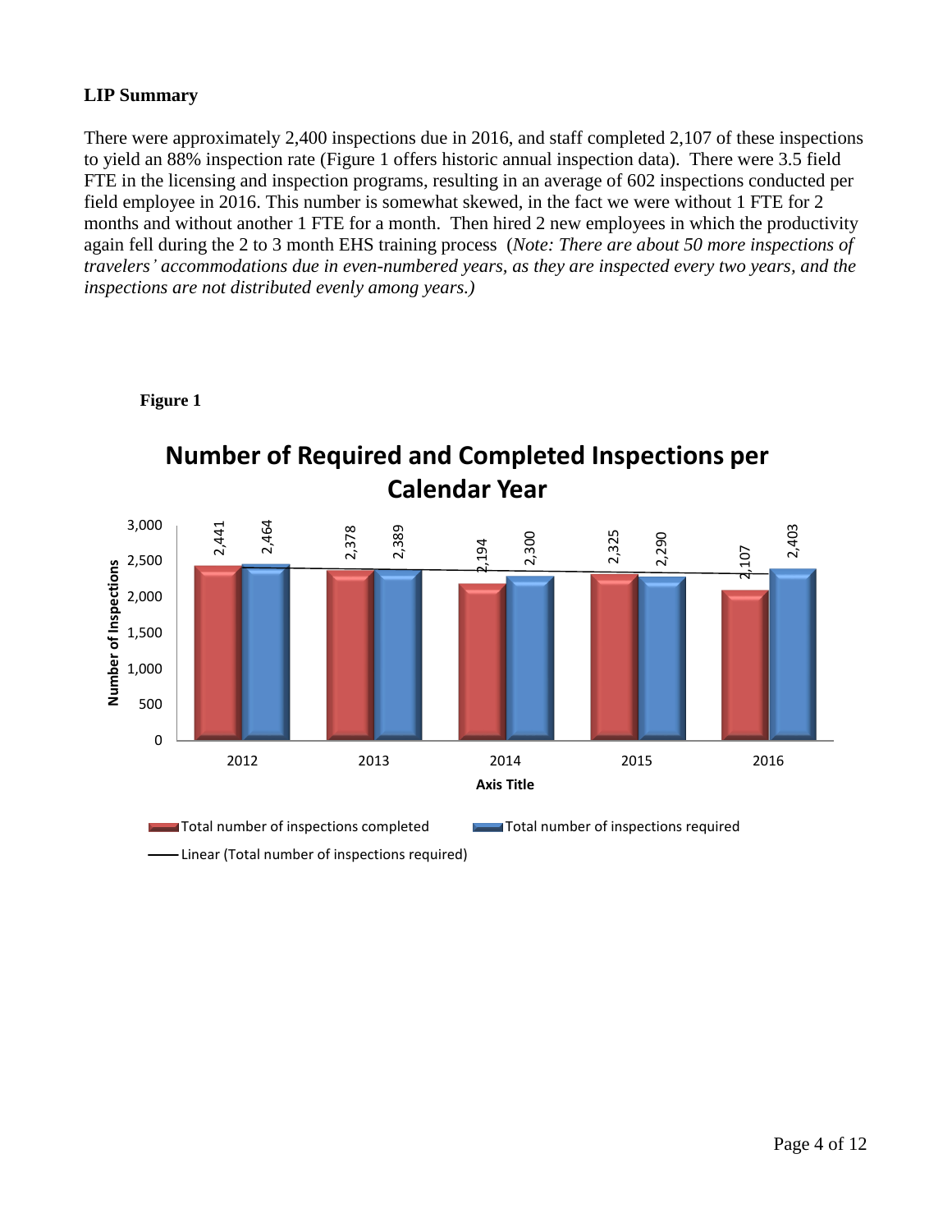**LIP Summary**

There were approximately 2,400 inspections due in 2016, and staff completed 2,107 of these inspections to yield an 88% inspection rate (Figure 1 offers historic annual inspection data). There were 3.5 field FTE in the licensing and inspection programs, resulting in an average of 602 inspections conducted per field employee in 2016. This number is somewhat skewed, in the fact we were without 1 FTE for 2 months and without another 1 FTE for a month. Then hired 2 new employees in which the productivity again fell during the 2 to 3 month EHS training process (*Note: There are about 50 more inspections of travelers' accommodations due in even-numbered years, as they are inspected every two years, and the inspections are not distributed evenly among years.)*

**Figure 1**

**Number of Required and Completed Inspections per Calendar Year**

| Axis Title | 2012 | 2013 | 2014 | 2015 | 2016 |
| --- | --- | --- | --- | --- | --- |
| Total number of inspections completed | 2,441 | 2,378 | 2,194 | 2,325 | 2,107 |
| Total number of inspections required | 2,464 | 2,389 | 2,300 | 2,290 | 2,403 |

Number of Inspections

Linear (Total number of inspections required)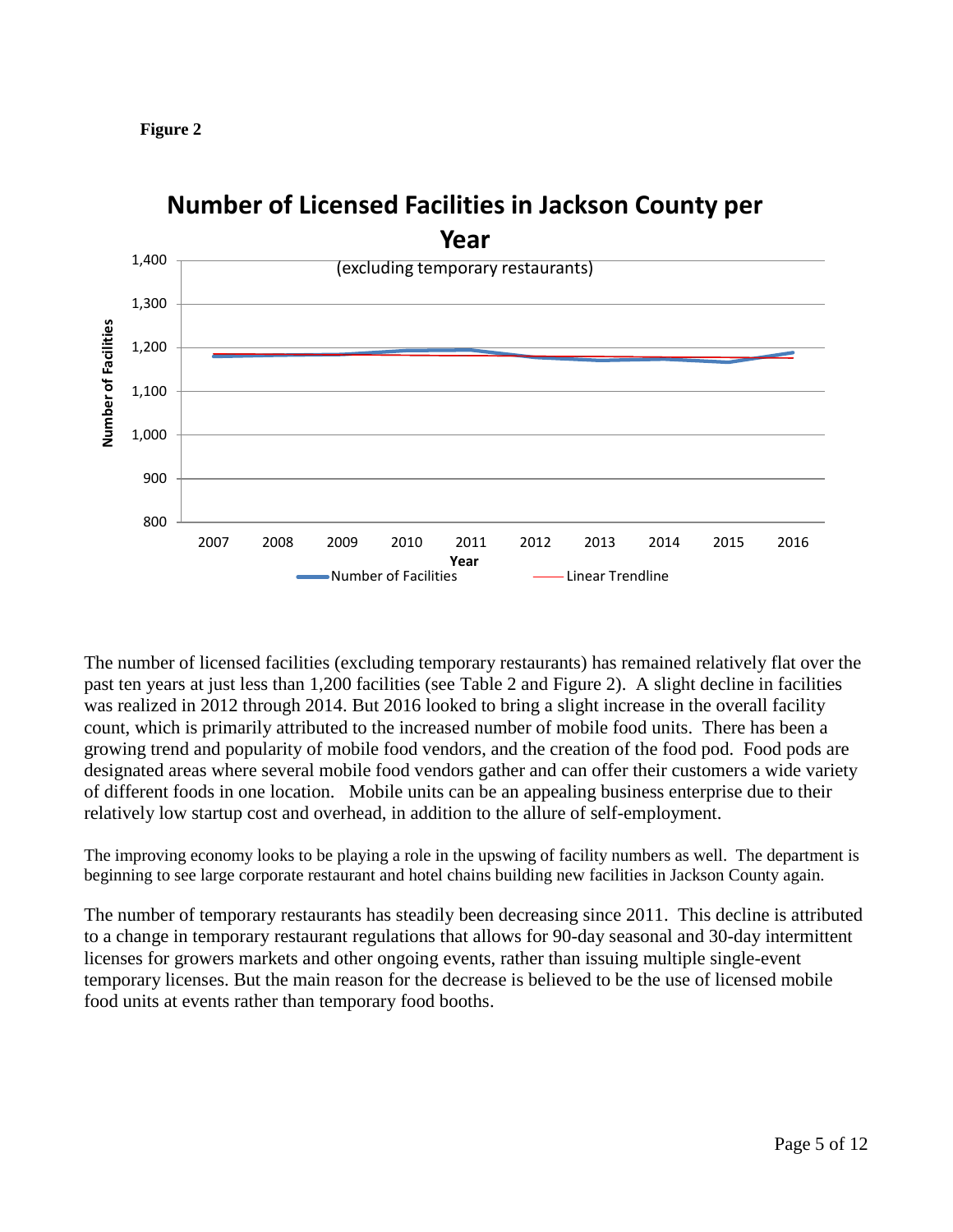**Figure 2**

**Number of Licensed Facilities in Jackson County per Year**

(excluding temporary restaurants)

The number of licensed facilities (excluding temporary restaurants) has remained relatively flat over the past ten years at just less than 1,200 facilities (see Table 2 and Figure 2). A slight decline in facilities was realized in 2012 through 2014. But 2016 looked to bring a slight increase in the overall facility count, which is primarily attributed to the increased number of mobile food units. There has been a growing trend and popularity of mobile food vendors, and the creation of the food pod. Food pods are designated areas where several mobile food vendors gather and can offer their customers a wide variety of different foods in one location. Mobile units can be an appealing business enterprise due to their relatively low startup cost and overhead, in addition to the allure of self-employment.

The improving economy looks to be playing a role in the upswing of facility numbers as well. The department is beginning to see large corporate restaurant and hotel chains building new facilities in Jackson County again.

The number of temporary restaurants has steadily been decreasing since 2011. This decline is attributed to a change in temporary restaurant regulations that allows for 90-day seasonal and 30-day intermittent licenses for growers markets and other ongoing events, rather than issuing multiple single-event temporary licenses. But the main reason for the decrease is believed to be the use of licensed mobile food units at events rather than temporary food booths.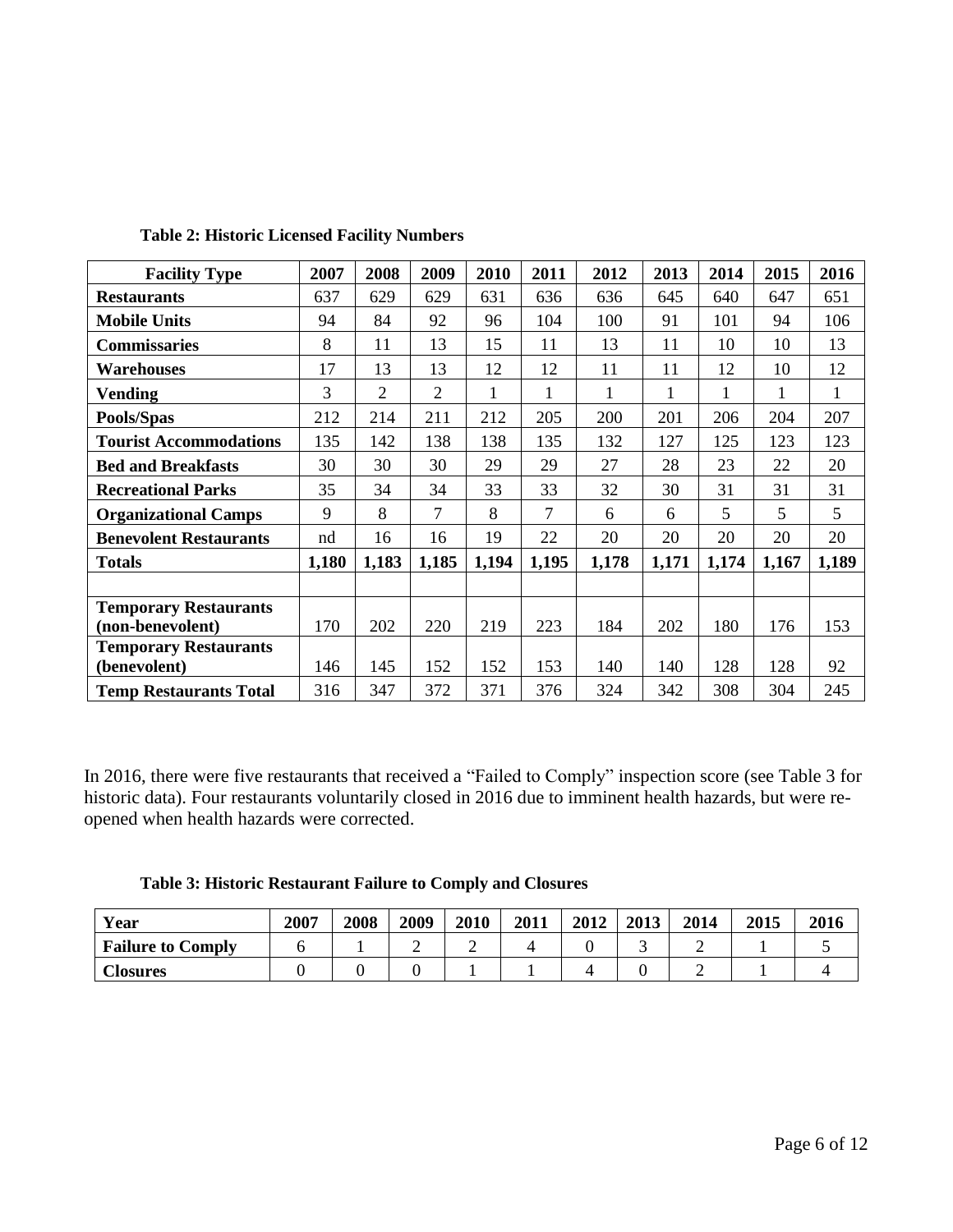**Table 2: Historic Licensed Facility Numbers**

| Facility Type | 2007 | 2008 | 2009 | 2010 | 2011 | 2012 | 2013 | 2014 | 2015 | 2016 |
|---|---|---|---|---|---|---|---|---|---|---|
| **Restaurants** | 637 | 629 | 629 | 631 | 636 | 636 | 645 | 640 | 647 | 651 |
| **Mobile Units** | 94 | 84 | 92 | 96 | 104 | 100 | 91 | 101 | 94 | 106 |
| **Commissaries** | 8 | 11 | 13 | 15 | 11 | 13 | 11 | 10 | 10 | 13 |
| **Warehouses** | 17 | 13 | 13 | 12 | 12 | 11 | 11 | 12 | 10 | 12 |
| **Vending** | 3 | 2 | 2 | 1 | 1 | 1 | 1 | 1 | 1 | 1 |
| **Pools/Spas** | 212 | 214 | 211 | 212 | 205 | 200 | 201 | 206 | 204 | 207 |
| **Tourist Accommodations** | 135 | 142 | 138 | 138 | 135 | 132 | 127 | 125 | 123 | 123 |
| **Bed and Breakfasts** | 30 | 30 | 30 | 29 | 29 | 27 | 28 | 23 | 22 | 20 |
| **Recreational Parks** | 35 | 34 | 34 | 33 | 33 | 32 | 30 | 31 | 31 | 31 |
| **Organizational Camps** | 9 | 8 | 7 | 8 | 7 | 6 | 6 | 5 | 5 | 5 |
| **Benevolent Restaurants** | nd | 16 | 16 | 19 | 22 | 20 | 20 | 20 | 20 | 20 |
| **Totals** | **1,180** | **1,183** | **1,185** | **1,194** | **1,195** | **1,178** | **1,171** | **1,174** | **1,167** | **1,189** |
| | | | | | | | | | | |
| **Temporary Restaurants (non-benevolent)** | 170 | 202 | 220 | 219 | 223 | 184 | 202 | 180 | 176 | 153 |
| **Temporary Restaurants (benevolent)** | 146 | 145 | 152 | 152 | 153 | 140 | 140 | 128 | 128 | 92 |
| **Temp Restaurants Total** | 316 | 347 | 372 | 371 | 376 | 324 | 342 | 308 | 304 | 245 |

In 2016, there were five restaurants that received a "Failed to Comply" inspection score (see Table 3 for historic data). Four restaurants voluntarily closed in 2016 due to imminent health hazards, but were re-opened when health hazards were corrected.

**Table 3: Historic Restaurant Failure to Comply and Closures**

| Year | 2007 | 2008 | 2009 | 2010 | 2011 | 2012 | 2013 | 2014 | 2015 | 2016 |
|---|---|---|---|---|---|---|---|---|---|---|
| **Failure to Comply** | 6 | 1 | 2 | 2 | 4 | 0 | 3 | 2 | 1 | 5 |
| **Closures** | 0 | 0 | 0 | 1 | 1 | 4 | 0 | 2 | 1 | 4 |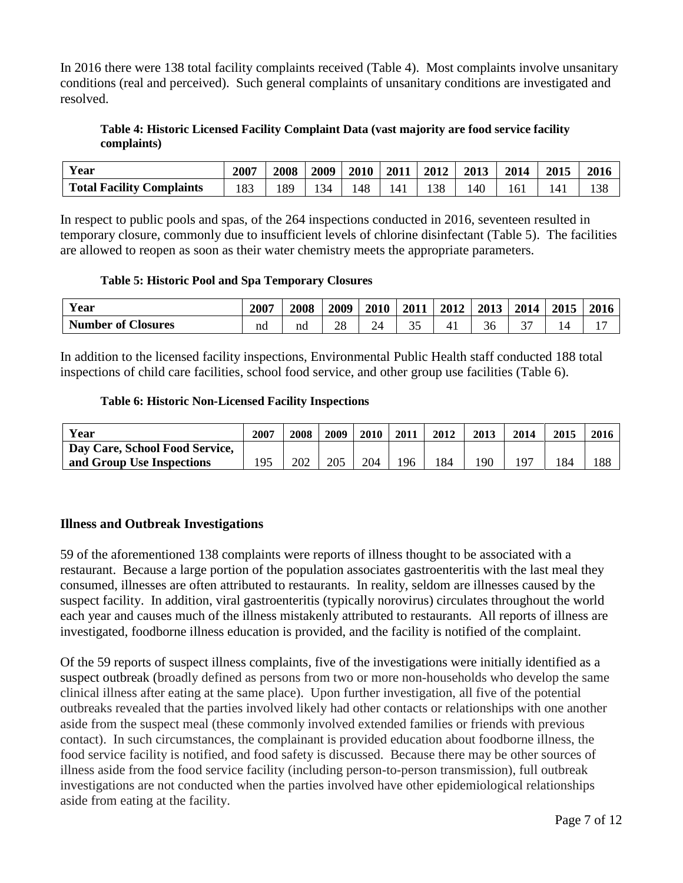In 2016 there were 138 total facility complaints received (Table 4). Most complaints involve unsanitary conditions (real and perceived). Such general complaints of unsanitary conditions are investigated and resolved.

**Table 4: Historic Licensed Facility Complaint Data (vast majority are food service facility complaints)**

| Year | 2007 | 2008 | 2009 | 2010 | 2011 | 2012 | 2013 | 2014 | 2015 | 2016 |
|---|---|---|---|---|---|---|---|---|---|---|
| **Total Facility Complaints** | 183 | 189 | 134 | 148 | 141 | 138 | 140 | 161 | 141 | 138 |

In respect to public pools and spas, of the 264 inspections conducted in 2016, seventeen resulted in temporary closure, commonly due to insufficient levels of chlorine disinfectant (Table 5). The facilities are allowed to reopen as soon as their water chemistry meets the appropriate parameters.

**Table 5: Historic Pool and Spa Temporary Closures**

| Year | 2007 | 2008 | 2009 | 2010 | 2011 | 2012 | 2013 | 2014 | 2015 | 2016 |
|---|---|---|---|---|---|---|---|---|---|---|
| **Number of Closures** | nd | nd | 28 | 24 | 35 | 41 | 36 | 37 | 14 | 17 |

In addition to the licensed facility inspections, Environmental Public Health staff conducted 188 total inspections of child care facilities, school food service, and other group use facilities (Table 6).

**Table 6: Historic Non-Licensed Facility Inspections**

| Year | 2007 | 2008 | 2009 | 2010 | 2011 | 2012 | 2013 | 2014 | 2015 | 2016 |
|---|---|---|---|---|---|---|---|---|---|---|
| **Day Care, School Food Service, and Group Use Inspections** | 195 | 202 | 205 | 204 | 196 | 184 | 190 | 197 | 184 | 188 |

## Illness and Outbreak Investigations

59 of the aforementioned 138 complaints were reports of illness thought to be associated with a restaurant. Because a large portion of the population associates gastroenteritis with the last meal they consumed, illnesses are often attributed to restaurants. In reality, seldom are illnesses caused by the suspect facility. In addition, viral gastroenteritis (typically norovirus) circulates throughout the world each year and causes much of the illness mistakenly attributed to restaurants. All reports of illness are investigated, foodborne illness education is provided, and the facility is notified of the complaint.

Of the 59 reports of suspect illness complaints, five of the investigations were initially identified as a suspect outbreak (broadly defined as persons from two or more non-households who develop the same clinical illness after eating at the same place). Upon further investigation, all five of the potential outbreaks revealed that the parties involved likely had other contacts or relationships with one another aside from the suspect meal (these commonly involved extended families or friends with previous contact). In such circumstances, the complainant is provided education about foodborne illness, the food service facility is notified, and food safety is discussed. Because there may be other sources of illness aside from the food service facility (including person-to-person transmission), full outbreak investigations are not conducted when the parties involved have other epidemiological relationships aside from eating at the facility.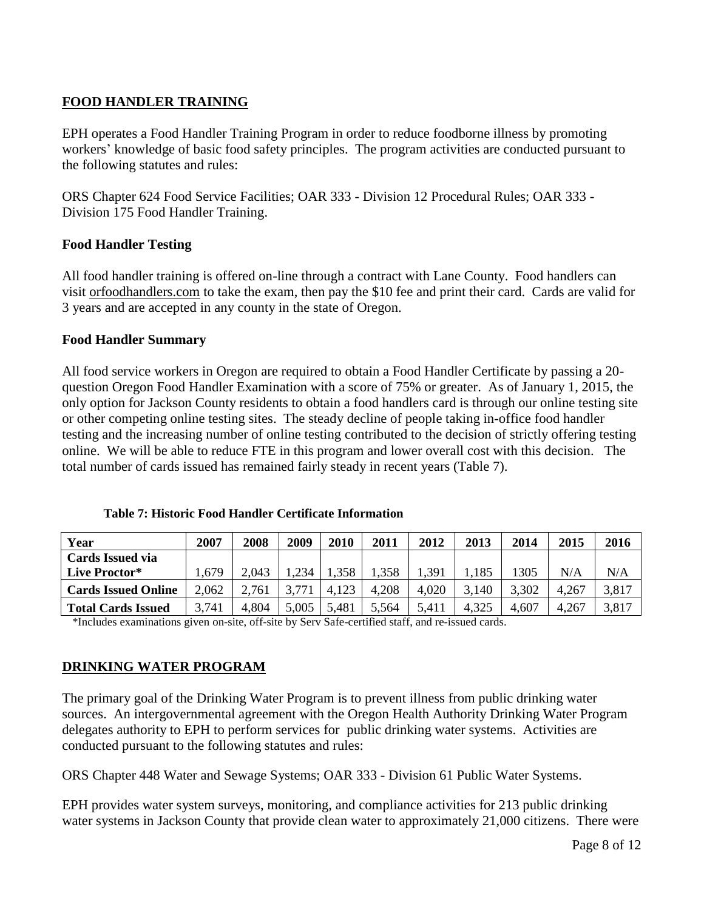## FOOD HANDLER TRAINING

EPH operates a Food Handler Training Program in order to reduce foodborne illness by promoting workers' knowledge of basic food safety principles. The program activities are conducted pursuant to the following statutes and rules:

ORS Chapter 624 Food Service Facilities; OAR 333 - Division 12 Procedural Rules; OAR 333 - Division 175 Food Handler Training.

### Food Handler Testing

All food handler training is offered on-line through a contract with Lane County. Food handlers can visit orfoodhandlers.com to take the exam, then pay the $10 fee and print their card. Cards are valid for 3 years and are accepted in any county in the state of Oregon.

### Food Handler Summary

All food service workers in Oregon are required to obtain a Food Handler Certificate by passing a 20-question Oregon Food Handler Examination with a score of 75% or greater. As of January 1, 2015, the only option for Jackson County residents to obtain a food handlers card is through our online testing site or other competing online testing sites. The steady decline of people taking in-office food handler testing and the increasing number of online testing contributed to the decision of strictly offering testing online. We will be able to reduce FTE in this program and lower overall cost with this decision. The total number of cards issued has remained fairly steady in recent years (Table 7).

**Table 7: Historic Food Handler Certificate Information**

| Year | 2007 | 2008 | 2009 | 2010 | 2011 | 2012 | 2013 | 2014 | 2015 | 2016 |
|---|---|---|---|---|---|---|---|---|---|---|
| **Cards Issued via Live Proctor*** | 1,679 | 2,043 | 1,234 | 1,358 | 1,358 | 1,391 | 1,185 | 1305 | N/A | N/A |
| **Cards Issued Online** | 2,062 | 2,761 | 3,771 | 4,123 | 4,208 | 4,020 | 3,140 | 3,302 | 4,267 | 3,817 |
| **Total Cards Issued** | 3,741 | 4,804 | 5,005 | 5,481 | 5,564 | 5,411 | 4,325 | 4,607 | 4,267 | 3,817 |

*Includes examinations given on-site, off-site by Serv Safe-certified staff, and re-issued cards.

## DRINKING WATER PROGRAM

The primary goal of the Drinking Water Program is to prevent illness from public drinking water sources. An intergovernmental agreement with the Oregon Health Authority Drinking Water Program delegates authority to EPH to perform services for public drinking water systems. Activities are conducted pursuant to the following statutes and rules:

ORS Chapter 448 Water and Sewage Systems; OAR 333 - Division 61 Public Water Systems.

EPH provides water system surveys, monitoring, and compliance activities for 213 public drinking water systems in Jackson County that provide clean water to approximately 21,000 citizens. There were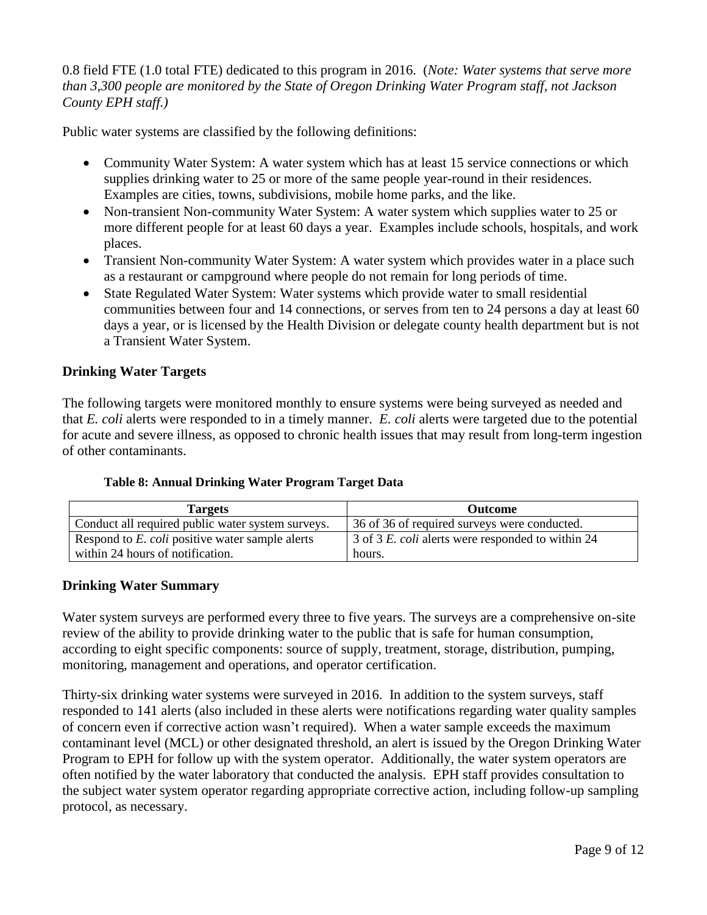0.8 field FTE (1.0 total FTE) dedicated to this program in 2016. (*Note: Water systems that serve more than 3,300 people are monitored by the State of Oregon Drinking Water Program staff, not Jackson County EPH staff.)*

Public water systems are classified by the following definitions:

- Community Water System: A water system which has at least 15 service connections or which supplies drinking water to 25 or more of the same people year-round in their residences. Examples are cities, towns, subdivisions, mobile home parks, and the like.
- Non-transient Non-community Water System: A water system which supplies water to 25 or more different people for at least 60 days a year. Examples include schools, hospitals, and work places.
- Transient Non-community Water System: A water system which provides water in a place such as a restaurant or campground where people do not remain for long periods of time.
- State Regulated Water System: Water systems which provide water to small residential communities between four and 14 connections, or serves from ten to 24 persons a day at least 60 days a year, or is licensed by the Health Division or delegate county health department but is not a Transient Water System.

## Drinking Water Targets

The following targets were monitored monthly to ensure systems were being surveyed as needed and that *E. coli* alerts were responded to in a timely manner. *E. coli* alerts were targeted due to the potential for acute and severe illness, as opposed to chronic health issues that may result from long-term ingestion of other contaminants.

**Table 8: Annual Drinking Water Program Target Data**

| Targets | Outcome |
|---|---|
| Conduct all required public water system surveys. | 36 of 36 of required surveys were conducted. |
| Respond to *E. coli* positive water sample alerts within 24 hours of notification. | 3 of 3 *E. coli* alerts were responded to within 24 hours. |

## Drinking Water Summary

Water system surveys are performed every three to five years. The surveys are a comprehensive on-site review of the ability to provide drinking water to the public that is safe for human consumption, according to eight specific components: source of supply, treatment, storage, distribution, pumping, monitoring, management and operations, and operator certification.

Thirty-six drinking water systems were surveyed in 2016. In addition to the system surveys, staff responded to 141 alerts (also included in these alerts were notifications regarding water quality samples of concern even if corrective action wasn't required). When a water sample exceeds the maximum contaminant level (MCL) or other designated threshold, an alert is issued by the Oregon Drinking Water Program to EPH for follow up with the system operator. Additionally, the water system operators are often notified by the water laboratory that conducted the analysis. EPH staff provides consultation to the subject water system operator regarding appropriate corrective action, including follow-up sampling protocol, as necessary.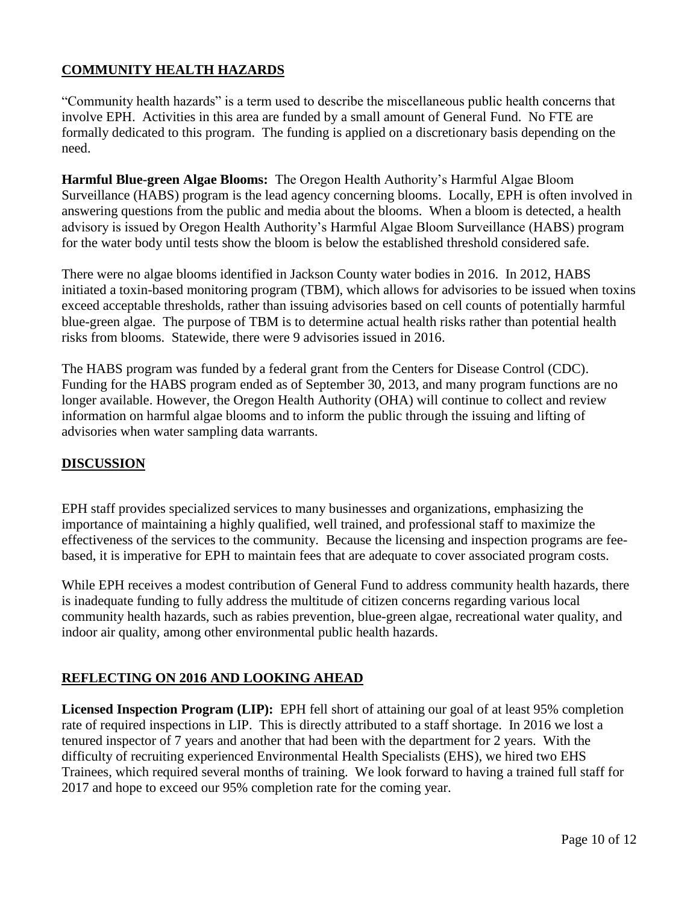## COMMUNITY HEALTH HAZARDS

"Community health hazards" is a term used to describe the miscellaneous public health concerns that involve EPH. Activities in this area are funded by a small amount of General Fund. No FTE are formally dedicated to this program. The funding is applied on a discretionary basis depending on the need.

**Harmful Blue-green Algae Blooms:** The Oregon Health Authority's Harmful Algae Bloom Surveillance (HABS) program is the lead agency concerning blooms. Locally, EPH is often involved in answering questions from the public and media about the blooms. When a bloom is detected, a health advisory is issued by Oregon Health Authority's Harmful Algae Bloom Surveillance (HABS) program for the water body until tests show the bloom is below the established threshold considered safe.

There were no algae blooms identified in Jackson County water bodies in 2016. In 2012, HABS initiated a toxin-based monitoring program (TBM), which allows for advisories to be issued when toxins exceed acceptable thresholds, rather than issuing advisories based on cell counts of potentially harmful blue-green algae. The purpose of TBM is to determine actual health risks rather than potential health risks from blooms. Statewide, there were 9 advisories issued in 2016.

The HABS program was funded by a federal grant from the Centers for Disease Control (CDC). Funding for the HABS program ended as of September 30, 2013, and many program functions are no longer available. However, the Oregon Health Authority (OHA) will continue to collect and review information on harmful algae blooms and to inform the public through the issuing and lifting of advisories when water sampling data warrants.

## DISCUSSION

EPH staff provides specialized services to many businesses and organizations, emphasizing the importance of maintaining a highly qualified, well trained, and professional staff to maximize the effectiveness of the services to the community. Because the licensing and inspection programs are fee-based, it is imperative for EPH to maintain fees that are adequate to cover associated program costs.

While EPH receives a modest contribution of General Fund to address community health hazards, there is inadequate funding to fully address the multitude of citizen concerns regarding various local community health hazards, such as rabies prevention, blue-green algae, recreational water quality, and indoor air quality, among other environmental public health hazards.

## REFLECTING ON 2016 AND LOOKING AHEAD

**Licensed Inspection Program (LIP):** EPH fell short of attaining our goal of at least 95% completion rate of required inspections in LIP. This is directly attributed to a staff shortage. In 2016 we lost a tenured inspector of 7 years and another that had been with the department for 2 years. With the difficulty of recruiting experienced Environmental Health Specialists (EHS), we hired two EHS Trainees, which required several months of training. We look forward to having a trained full staff for 2017 and hope to exceed our 95% completion rate for the coming year.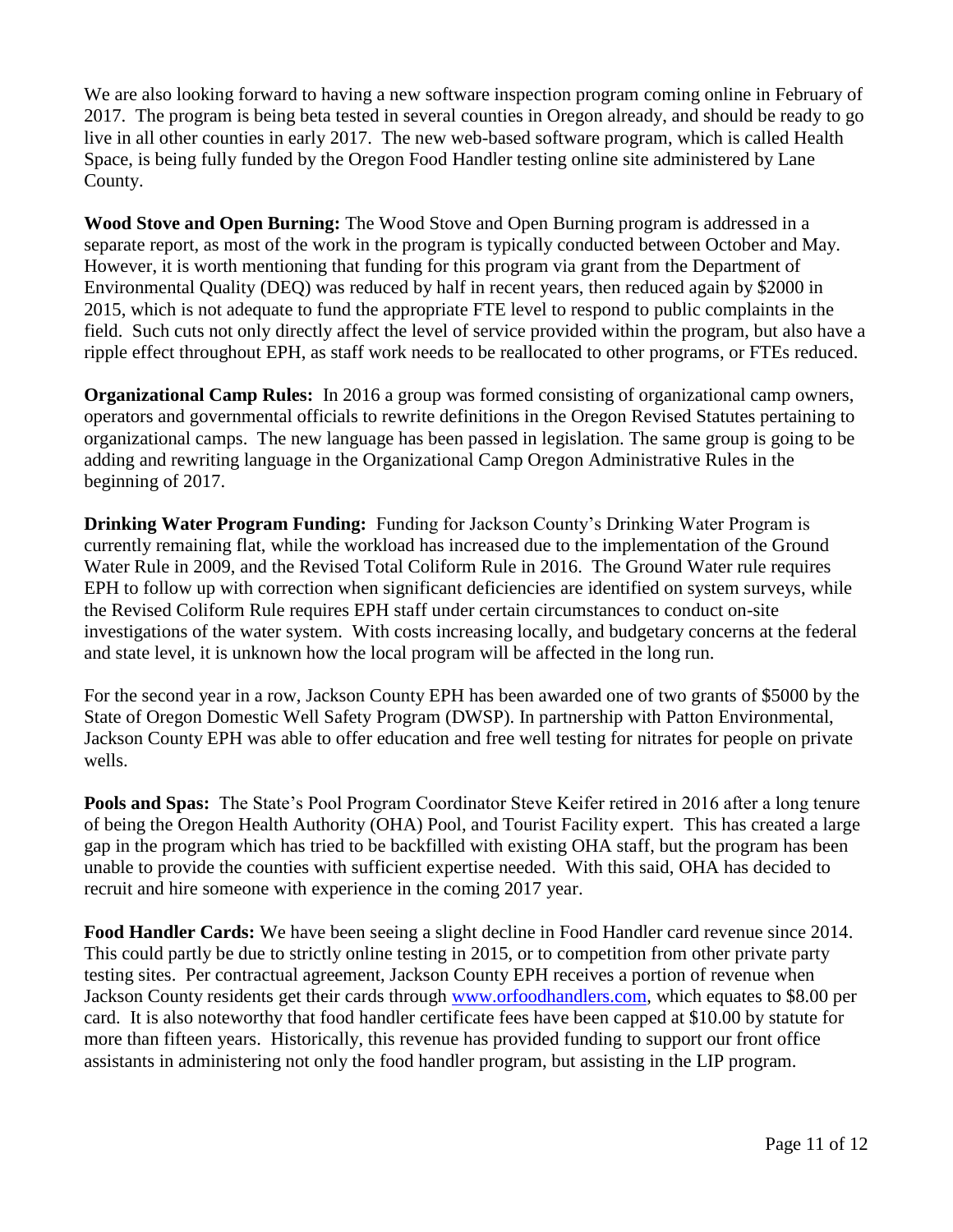We are also looking forward to having a new software inspection program coming online in February of 2017. The program is being beta tested in several counties in Oregon already, and should be ready to go live in all other counties in early 2017. The new web-based software program, which is called Health Space, is being fully funded by the Oregon Food Handler testing online site administered by Lane County.

**Wood Stove and Open Burning:** The Wood Stove and Open Burning program is addressed in a separate report, as most of the work in the program is typically conducted between October and May. However, it is worth mentioning that funding for this program via grant from the Department of Environmental Quality (DEQ) was reduced by half in recent years, then reduced again by $2000 in 2015, which is not adequate to fund the appropriate FTE level to respond to public complaints in the field. Such cuts not only directly affect the level of service provided within the program, but also have a ripple effect throughout EPH, as staff work needs to be reallocated to other programs, or FTEs reduced.

**Organizational Camp Rules:** In 2016 a group was formed consisting of organizational camp owners, operators and governmental officials to rewrite definitions in the Oregon Revised Statutes pertaining to organizational camps. The new language has been passed in legislation. The same group is going to be adding and rewriting language in the Organizational Camp Oregon Administrative Rules in the beginning of 2017.

**Drinking Water Program Funding:** Funding for Jackson County's Drinking Water Program is currently remaining flat, while the workload has increased due to the implementation of the Ground Water Rule in 2009, and the Revised Total Coliform Rule in 2016. The Ground Water rule requires EPH to follow up with correction when significant deficiencies are identified on system surveys, while the Revised Coliform Rule requires EPH staff under certain circumstances to conduct on-site investigations of the water system. With costs increasing locally, and budgetary concerns at the federal and state level, it is unknown how the local program will be affected in the long run.

For the second year in a row, Jackson County EPH has been awarded one of two grants of $5000 by the State of Oregon Domestic Well Safety Program (DWSP). In partnership with Patton Environmental, Jackson County EPH was able to offer education and free well testing for nitrates for people on private wells.

**Pools and Spas:** The State's Pool Program Coordinator Steve Keifer retired in 2016 after a long tenure of being the Oregon Health Authority (OHA) Pool, and Tourist Facility expert. This has created a large gap in the program which has tried to be backfilled with existing OHA staff, but the program has been unable to provide the counties with sufficient expertise needed. With this said, OHA has decided to recruit and hire someone with experience in the coming 2017 year.

**Food Handler Cards:** We have been seeing a slight decline in Food Handler card revenue since 2014. This could partly be due to strictly online testing in 2015, or to competition from other private party testing sites. Per contractual agreement, Jackson County EPH receives a portion of revenue when Jackson County residents get their cards through [www.orfoodhandlers.com](http://www.orfoodhandlers.com), which equates to $8.00 per card. It is also noteworthy that food handler certificate fees have been capped at $10.00 by statute for more than fifteen years. Historically, this revenue has provided funding to support our front office assistants in administering not only the food handler program, but assisting in the LIP program.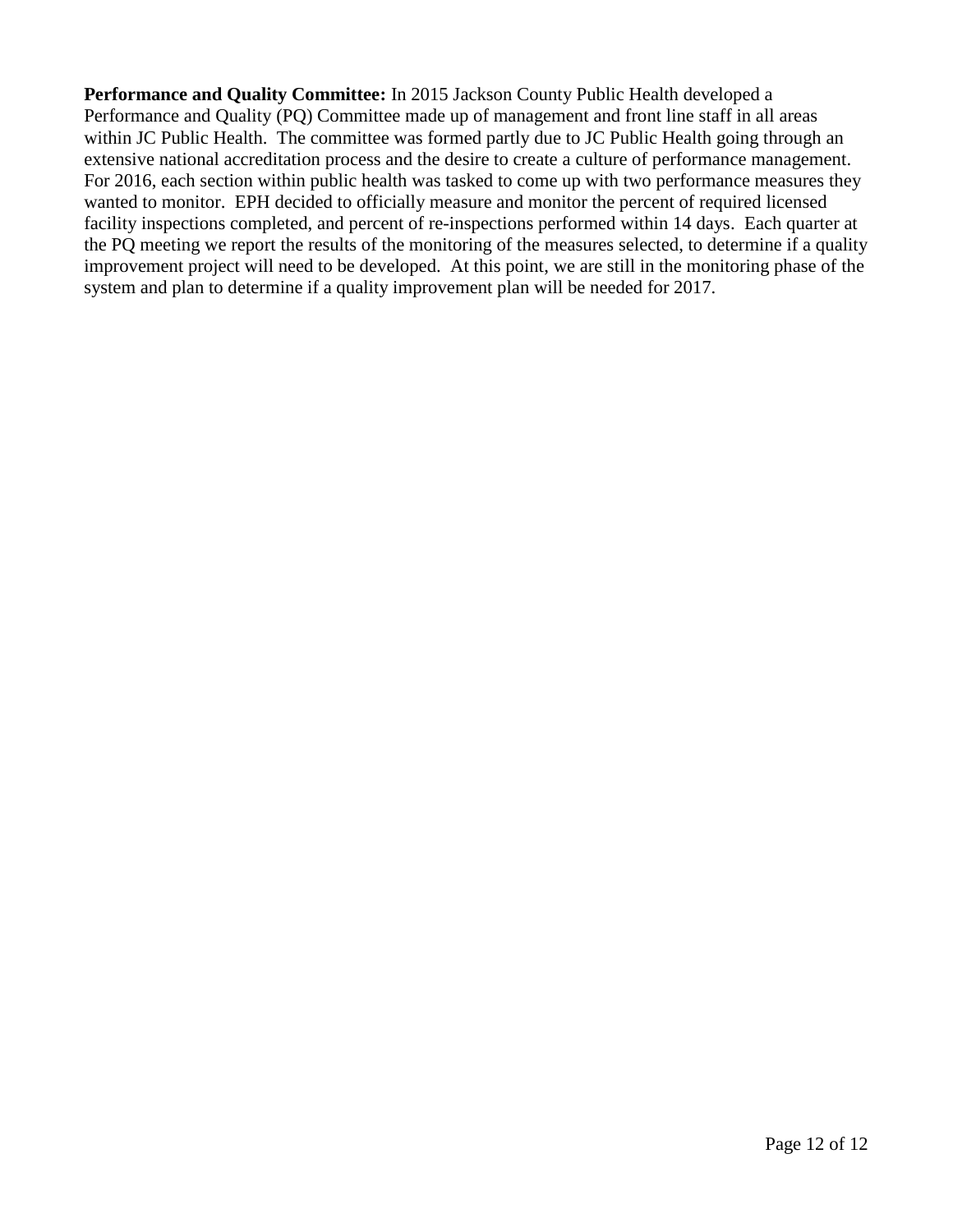**Performance and Quality Committee:** In 2015 Jackson County Public Health developed a Performance and Quality (PQ) Committee made up of management and front line staff in all areas within JC Public Health. The committee was formed partly due to JC Public Health going through an extensive national accreditation process and the desire to create a culture of performance management. For 2016, each section within public health was tasked to come up with two performance measures they wanted to monitor. EPH decided to officially measure and monitor the percent of required licensed facility inspections completed, and percent of re-inspections performed within 14 days. Each quarter at the PQ meeting we report the results of the monitoring of the measures selected, to determine if a quality improvement project will need to be developed. At this point, we are still in the monitoring phase of the system and plan to determine if a quality improvement plan will be needed for 2017.